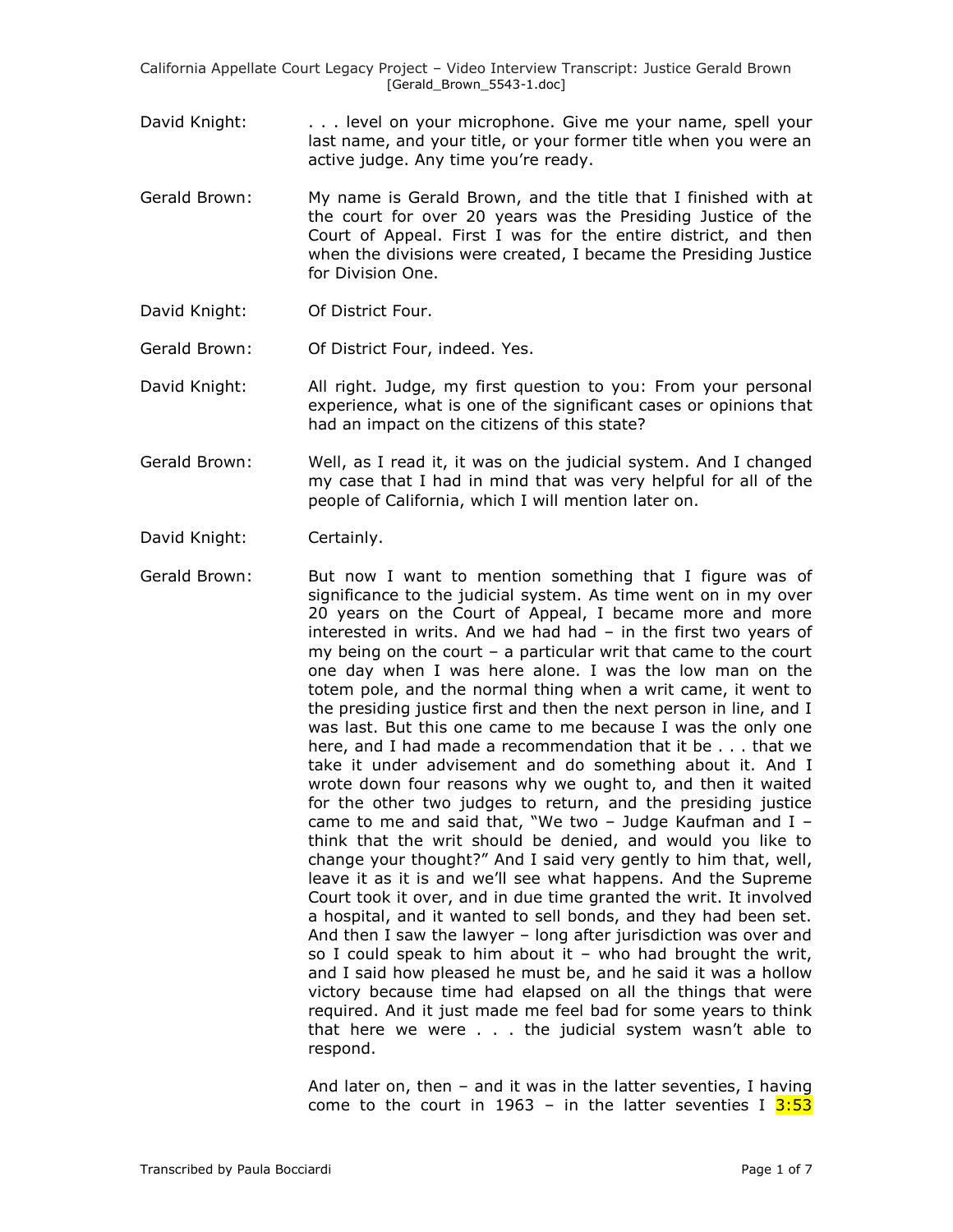David Knight: . . . level on your microphone. Give me your name, spell your last name, and your title, or your former title when you were an active judge. Any time you're ready.

Gerald Brown: My name is Gerald Brown, and the title that I finished with at the court for over 20 years was the Presiding Justice of the Court of Appeal. First I was for the entire district, and then when the divisions were created, I became the Presiding Justice for Division One.

David Knight: Of District Four.

Gerald Brown: Of District Four, indeed. Yes.

David Knight: All right. Judge, my first question to you: From your personal experience, what is one of the significant cases or opinions that had an impact on the citizens of this state?

Gerald Brown: Well, as I read it, it was on the judicial system. And I changed my case that I had in mind that was very helpful for all of the people of California, which I will mention later on.

David Knight: Certainly.

Gerald Brown: But now I want to mention something that I figure was of significance to the judicial system. As time went on in my over 20 years on the Court of Appeal, I became more and more interested in writs. And we had had – in the first two years of my being on the court – a particular writ that came to the court one day when I was here alone. I was the low man on the totem pole, and the normal thing when a writ came, it went to the presiding justice first and then the next person in line, and I was last. But this one came to me because I was the only one here, and I had made a recommendation that it be . . . that we take it under advisement and do something about it. And I wrote down four reasons why we ought to, and then it waited for the other two judges to return, and the presiding justice came to me and said that, "We two – Judge Kaufman and I – think that the writ should be denied, and would you like to change your thought?" And I said very gently to him that, well, leave it as it is and we'll see what happens. And the Supreme Court took it over, and in due time granted the writ. It involved a hospital, and it wanted to sell bonds, and they had been set. And then I saw the lawyer – long after jurisdiction was over and so I could speak to him about it – who had brought the writ, and I said how pleased he must be, and he said it was a hollow victory because time had elapsed on all the things that were required. And it just made me feel bad for some years to think that here we were . . . the judicial system wasn't able to respond.

And later on, then – and it was in the latter seventies, I having come to the court in 1963 – in the latter seventies I 3:53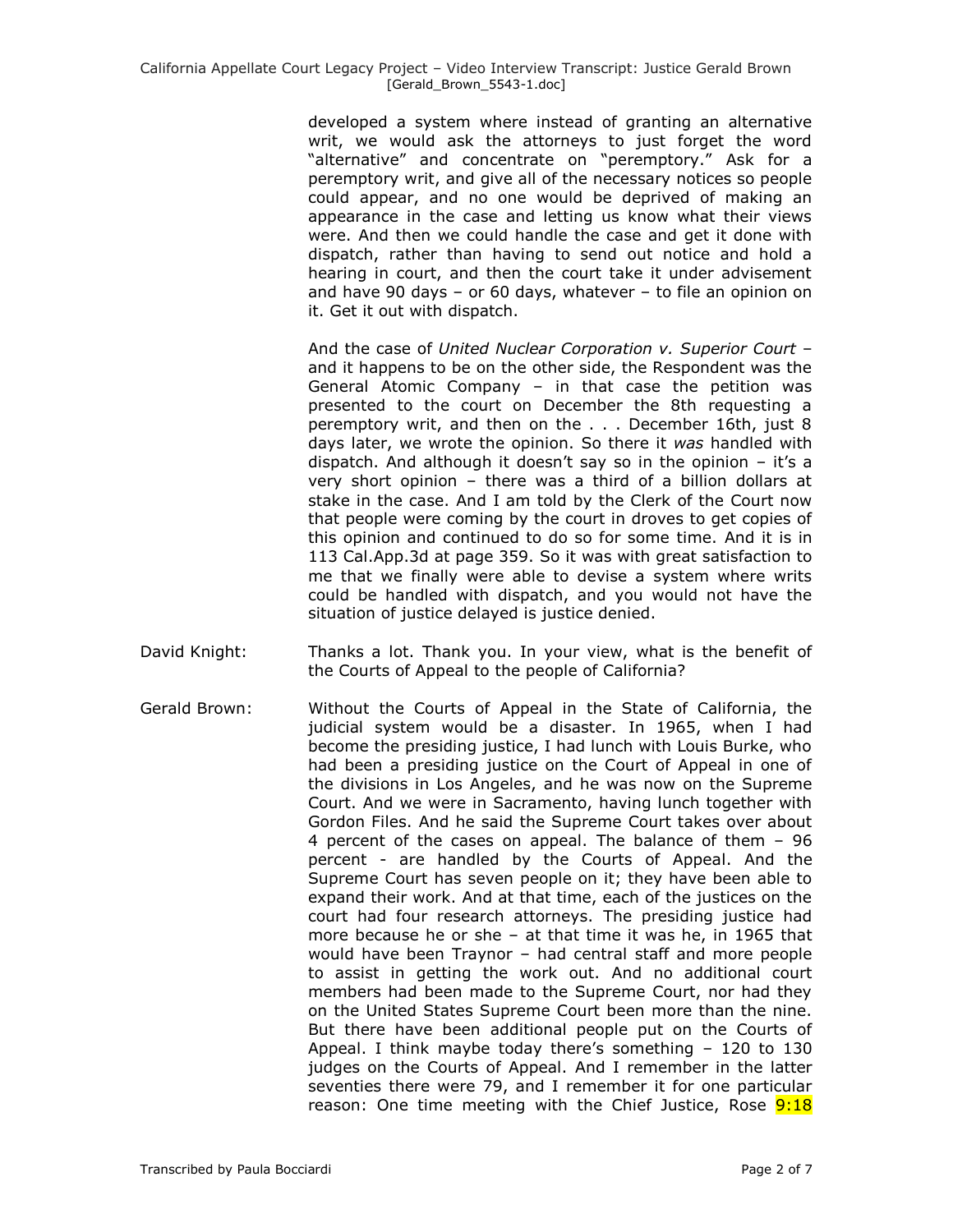developed a system where instead of granting an alternative writ, we would ask the attorneys to just forget the word "alternative" and concentrate on "peremptory." Ask for a peremptory writ, and give all of the necessary notices so people could appear, and no one would be deprived of making an appearance in the case and letting us know what their views were. And then we could handle the case and get it done with dispatch, rather than having to send out notice and hold a hearing in court, and then the court take it under advisement and have 90 days – or 60 days, whatever – to file an opinion on it. Get it out with dispatch.

And the case of *United Nuclear Corporation v. Superior Court* – and it happens to be on the other side, the Respondent was the General Atomic Company – in that case the petition was presented to the court on December the 8th requesting a peremptory writ, and then on the . . . December 16th, just 8 days later, we wrote the opinion. So there it *was* handled with dispatch. And although it doesn't say so in the opinion – it's a very short opinion – there was a third of a billion dollars at stake in the case. And I am told by the Clerk of the Court now that people were coming by the court in droves to get copies of this opinion and continued to do so for some time. And it is in 113 Cal.App.3d at page 359. So it was with great satisfaction to me that we finally were able to devise a system where writs could be handled with dispatch, and you would not have the situation of justice delayed is justice denied.

David Knight: Thanks a lot. Thank you. In your view, what is the benefit of the Courts of Appeal to the people of California?

Gerald Brown: Without the Courts of Appeal in the State of California, the judicial system would be a disaster. In 1965, when I had become the presiding justice, I had lunch with Louis Burke, who had been a presiding justice on the Court of Appeal in one of the divisions in Los Angeles, and he was now on the Supreme Court. And we were in Sacramento, having lunch together with Gordon Files. And he said the Supreme Court takes over about 4 percent of the cases on appeal. The balance of them – 96 percent - are handled by the Courts of Appeal. And the Supreme Court has seven people on it; they have been able to expand their work. And at that time, each of the justices on the court had four research attorneys. The presiding justice had more because he or she – at that time it was he, in 1965 that would have been Traynor – had central staff and more people to assist in getting the work out. And no additional court members had been made to the Supreme Court, nor had they on the United States Supreme Court been more than the nine. But there have been additional people put on the Courts of Appeal. I think maybe today there's something – 120 to 130 judges on the Courts of Appeal. And I remember in the latter seventies there were 79, and I remember it for one particular reason: One time meeting with the Chief Justice, Rose 9:18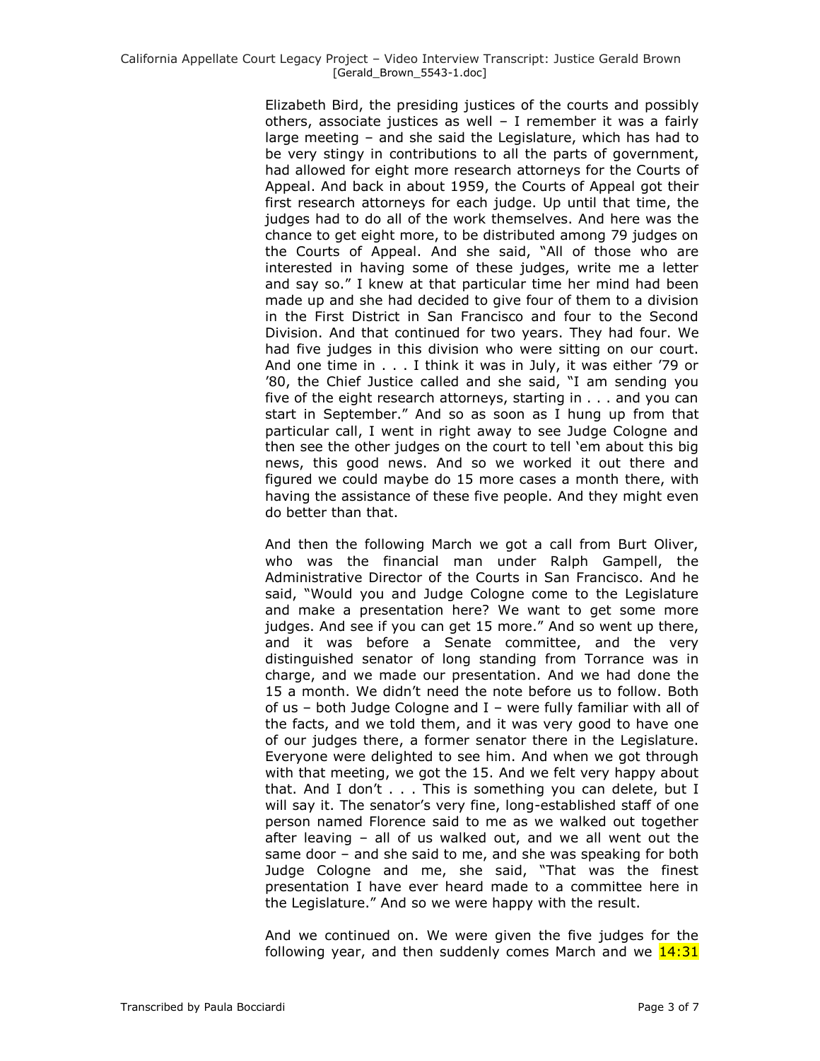Elizabeth Bird, the presiding justices of the courts and possibly others, associate justices as well – I remember it was a fairly large meeting – and she said the Legislature, which has had to be very stingy in contributions to all the parts of government, had allowed for eight more research attorneys for the Courts of Appeal. And back in about 1959, the Courts of Appeal got their first research attorneys for each judge. Up until that time, the judges had to do all of the work themselves. And here was the chance to get eight more, to be distributed among 79 judges on the Courts of Appeal. And she said, "All of those who are interested in having some of these judges, write me a letter and say so." I knew at that particular time her mind had been made up and she had decided to give four of them to a division in the First District in San Francisco and four to the Second Division. And that continued for two years. They had four. We had five judges in this division who were sitting on our court. And one time in . . . I think it was in July, it was either '79 or '80, the Chief Justice called and she said, "I am sending you five of the eight research attorneys, starting in . . . and you can start in September." And so as soon as I hung up from that particular call, I went in right away to see Judge Cologne and then see the other judges on the court to tell 'em about this big news, this good news. And so we worked it out there and figured we could maybe do 15 more cases a month there, with having the assistance of these five people. And they might even do better than that.

And then the following March we got a call from Burt Oliver, who was the financial man under Ralph Gampell, the Administrative Director of the Courts in San Francisco. And he said, "Would you and Judge Cologne come to the Legislature and make a presentation here? We want to get some more judges. And see if you can get 15 more." And so went up there, and it was before a Senate committee, and the very distinguished senator of long standing from Torrance was in charge, and we made our presentation. And we had done the 15 a month. We didn't need the note before us to follow. Both of us – both Judge Cologne and I – were fully familiar with all of the facts, and we told them, and it was very good to have one of our judges there, a former senator there in the Legislature. Everyone were delighted to see him. And when we got through with that meeting, we got the 15. And we felt very happy about that. And I don't . . . This is something you can delete, but I will say it. The senator's very fine, long-established staff of one person named Florence said to me as we walked out together after leaving – all of us walked out, and we all went out the same door – and she said to me, and she was speaking for both Judge Cologne and me, she said, "That was the finest presentation I have ever heard made to a committee here in the Legislature." And so we were happy with the result.

And we continued on. We were given the five judges for the following year, and then suddenly comes March and we 14:31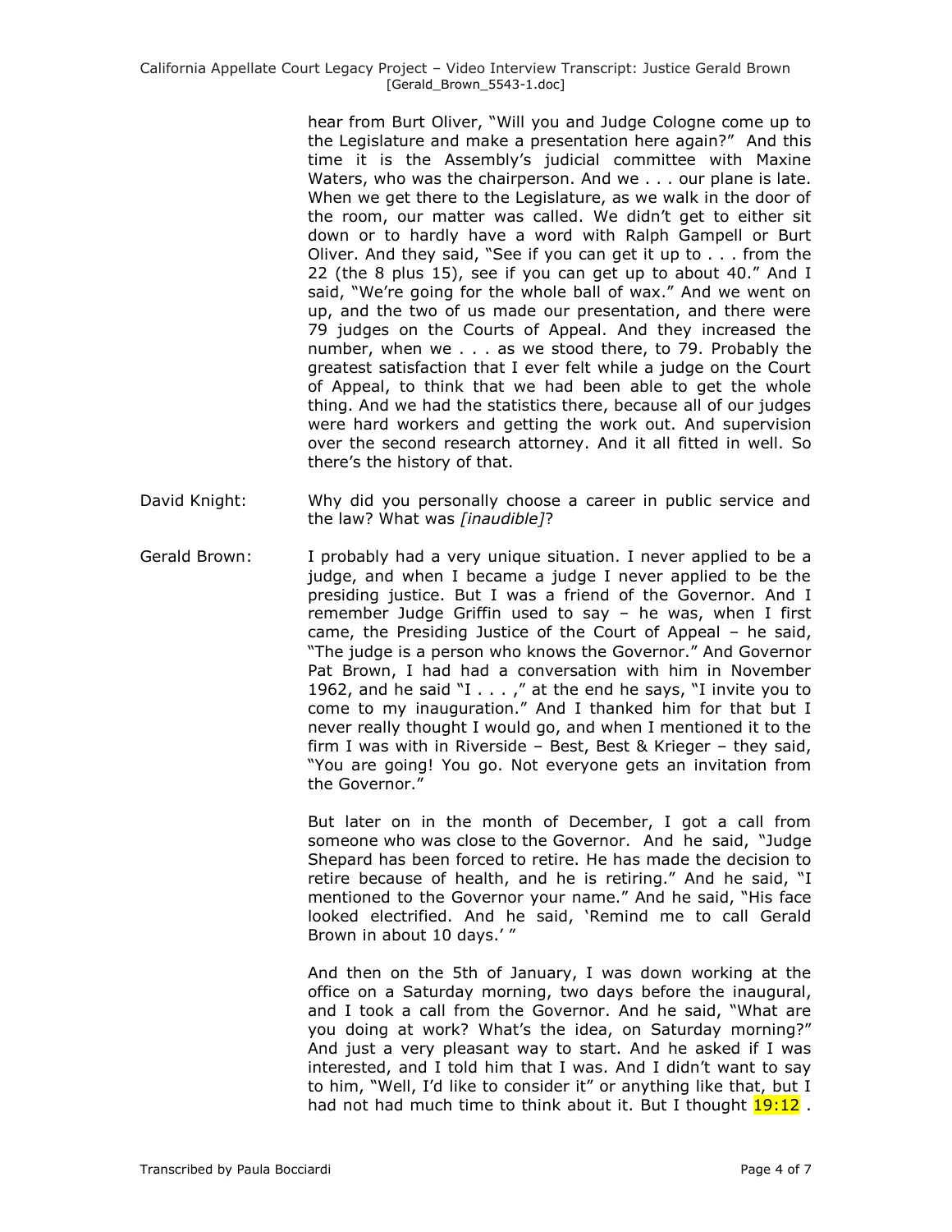hear from Burt Oliver, "Will you and Judge Cologne come up to the Legislature and make a presentation here again?" And this time it is the Assembly's judicial committee with Maxine Waters, who was the chairperson. And we . . . our plane is late. When we get there to the Legislature, as we walk in the door of the room, our matter was called. We didn't get to either sit down or to hardly have a word with Ralph Gampell or Burt Oliver. And they said, "See if you can get it up to . . . from the 22 (the 8 plus 15), see if you can get up to about 40." And I said, "We're going for the whole ball of wax." And we went on up, and the two of us made our presentation, and there were 79 judges on the Courts of Appeal. And they increased the number, when we . . . as we stood there, to 79. Probably the greatest satisfaction that I ever felt while a judge on the Court of Appeal, to think that we had been able to get the whole thing. And we had the statistics there, because all of our judges were hard workers and getting the work out. And supervision over the second research attorney. And it all fitted in well. So there's the history of that.

David Knight: Why did you personally choose a career in public service and the law? What was *[inaudible]*?

Gerald Brown: I probably had a very unique situation. I never applied to be a judge, and when I became a judge I never applied to be the presiding justice. But I was a friend of the Governor. And I remember Judge Griffin used to say – he was, when I first came, the Presiding Justice of the Court of Appeal – he said, "The judge is a person who knows the Governor." And Governor Pat Brown, I had had a conversation with him in November 1962, and he said "I . . . ," at the end he says, "I invite you to come to my inauguration." And I thanked him for that but I never really thought I would go, and when I mentioned it to the firm I was with in Riverside – Best, Best & Krieger – they said, "You are going! You go. Not everyone gets an invitation from the Governor."

But later on in the month of December, I got a call from someone who was close to the Governor. And he said, "Judge Shepard has been forced to retire. He has made the decision to retire because of health, and he is retiring." And he said, "I mentioned to the Governor your name." And he said, "His face looked electrified. And he said, 'Remind me to call Gerald Brown in about 10 days.' "

And then on the 5th of January, I was down working at the office on a Saturday morning, two days before the inaugural, and I took a call from the Governor. And he said, "What are you doing at work? What's the idea, on Saturday morning?" And just a very pleasant way to start. And he asked if I was interested, and I told him that I was. And I didn't want to say to him, "Well, I'd like to consider it" or anything like that, but I had not had much time to think about it. But I thought 19:12 .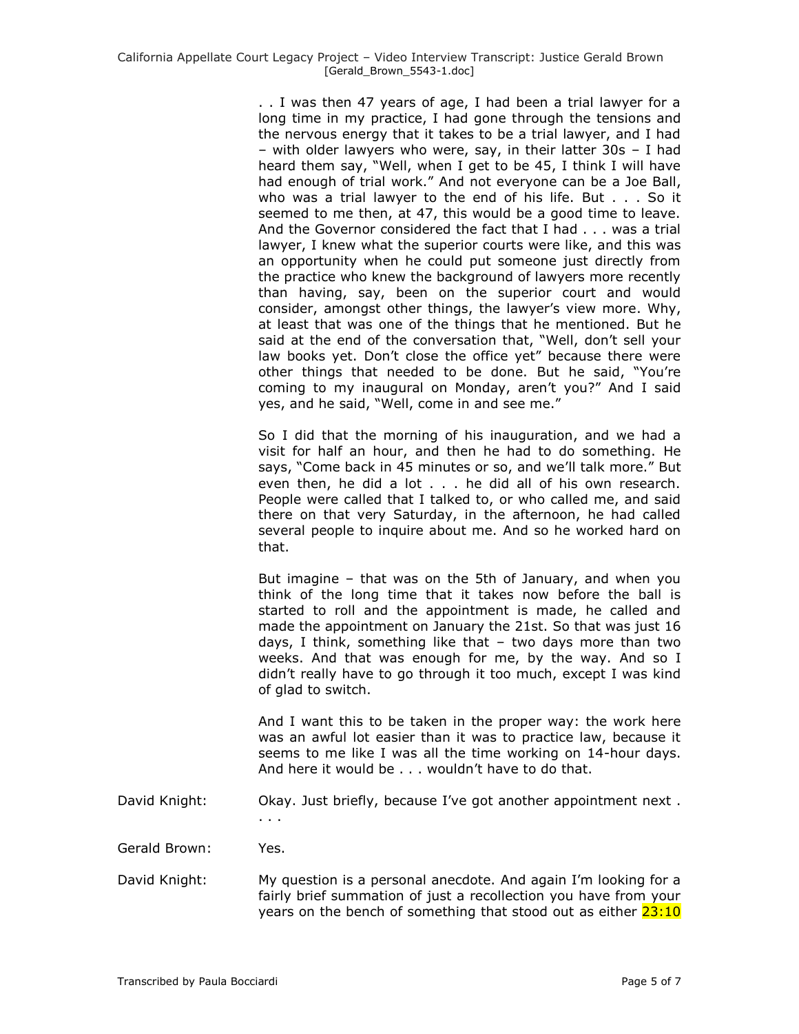. . I was then 47 years of age, I had been a trial lawyer for a long time in my practice, I had gone through the tensions and the nervous energy that it takes to be a trial lawyer, and I had – with older lawyers who were, say, in their latter 30s – I had heard them say, "Well, when I get to be 45, I think I will have had enough of trial work." And not everyone can be a Joe Ball, who was a trial lawyer to the end of his life. But . . . So it seemed to me then, at 47, this would be a good time to leave. And the Governor considered the fact that I had . . . was a trial lawyer, I knew what the superior courts were like, and this was an opportunity when he could put someone just directly from the practice who knew the background of lawyers more recently than having, say, been on the superior court and would consider, amongst other things, the lawyer's view more. Why, at least that was one of the things that he mentioned. But he said at the end of the conversation that, "Well, don't sell your law books yet. Don't close the office yet" because there were other things that needed to be done. But he said, "You're coming to my inaugural on Monday, aren't you?" And I said yes, and he said, "Well, come in and see me."

So I did that the morning of his inauguration, and we had a visit for half an hour, and then he had to do something. He says, "Come back in 45 minutes or so, and we'll talk more." But even then, he did a lot . . . he did all of his own research. People were called that I talked to, or who called me, and said there on that very Saturday, in the afternoon, he had called several people to inquire about me. And so he worked hard on that.

But imagine – that was on the 5th of January, and when you think of the long time that it takes now before the ball is started to roll and the appointment is made, he called and made the appointment on January the 21st. So that was just 16 days, I think, something like that – two days more than two weeks. And that was enough for me, by the way. And so I didn't really have to go through it too much, except I was kind of glad to switch.

And I want this to be taken in the proper way: the work here was an awful lot easier than it was to practice law, because it seems to me like I was all the time working on 14-hour days. And here it would be . . . wouldn't have to do that.

David Knight: Okay. Just briefly, because I've got another appointment next . . . .

Gerald Brown: Yes.

David Knight: My question is a personal anecdote. And again I'm looking for a fairly brief summation of just a recollection you have from your years on the bench of something that stood out as either 23:10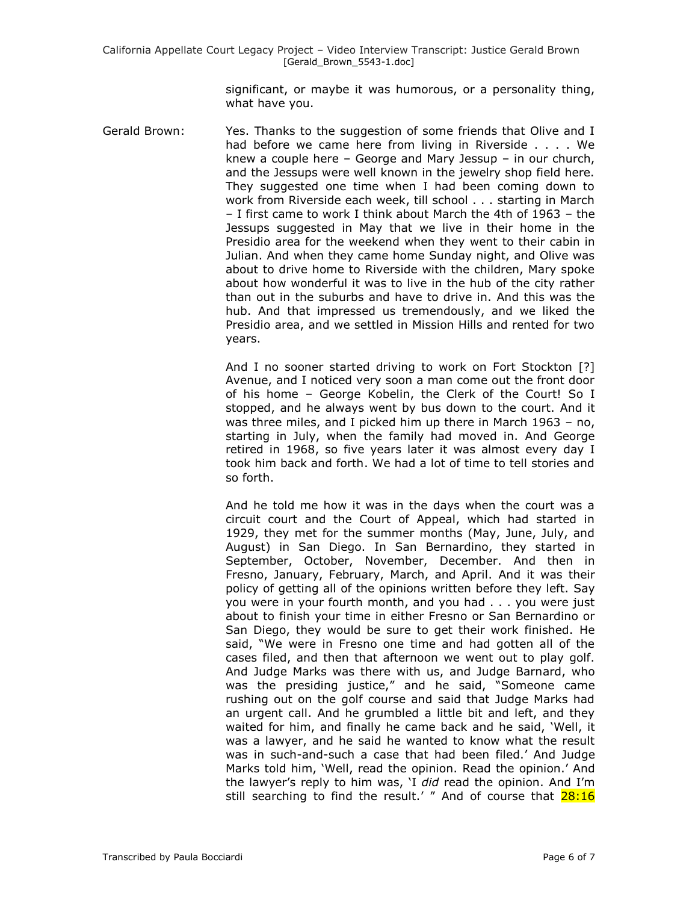significant, or maybe it was humorous, or a personality thing, what have you.

Gerald Brown: Yes. Thanks to the suggestion of some friends that Olive and I had before we came here from living in Riverside . . . . We knew a couple here – George and Mary Jessup – in our church, and the Jessups were well known in the jewelry shop field here. They suggested one time when I had been coming down to work from Riverside each week, till school . . . starting in March – I first came to work I think about March the 4th of 1963 – the Jessups suggested in May that we live in their home in the Presidio area for the weekend when they went to their cabin in Julian. And when they came home Sunday night, and Olive was about to drive home to Riverside with the children, Mary spoke about how wonderful it was to live in the hub of the city rather than out in the suburbs and have to drive in. And this was the hub. And that impressed us tremendously, and we liked the Presidio area, and we settled in Mission Hills and rented for two years.

And I no sooner started driving to work on Fort Stockton [?] Avenue, and I noticed very soon a man come out the front door of his home – George Kobelin, the Clerk of the Court! So I stopped, and he always went by bus down to the court. And it was three miles, and I picked him up there in March 1963 – no, starting in July, when the family had moved in. And George retired in 1968, so five years later it was almost every day I took him back and forth. We had a lot of time to tell stories and so forth.

And he told me how it was in the days when the court was a circuit court and the Court of Appeal, which had started in 1929, they met for the summer months (May, June, July, and August) in San Diego. In San Bernardino, they started in September, October, November, December. And then in Fresno, January, February, March, and April. And it was their policy of getting all of the opinions written before they left. Say you were in your fourth month, and you had . . . you were just about to finish your time in either Fresno or San Bernardino or San Diego, they would be sure to get their work finished. He said, "We were in Fresno one time and had gotten all of the cases filed, and then that afternoon we went out to play golf. And Judge Marks was there with us, and Judge Barnard, who was the presiding justice," and he said, "Someone came rushing out on the golf course and said that Judge Marks had an urgent call. And he grumbled a little bit and left, and they waited for him, and finally he came back and he said, 'Well, it was a lawyer, and he said he wanted to know what the result was in such-and-such a case that had been filed.' And Judge Marks told him, 'Well, read the opinion. Read the opinion.' And the lawyer's reply to him was, 'I *did* read the opinion. And I'm still searching to find the result.' " And of course that 28:16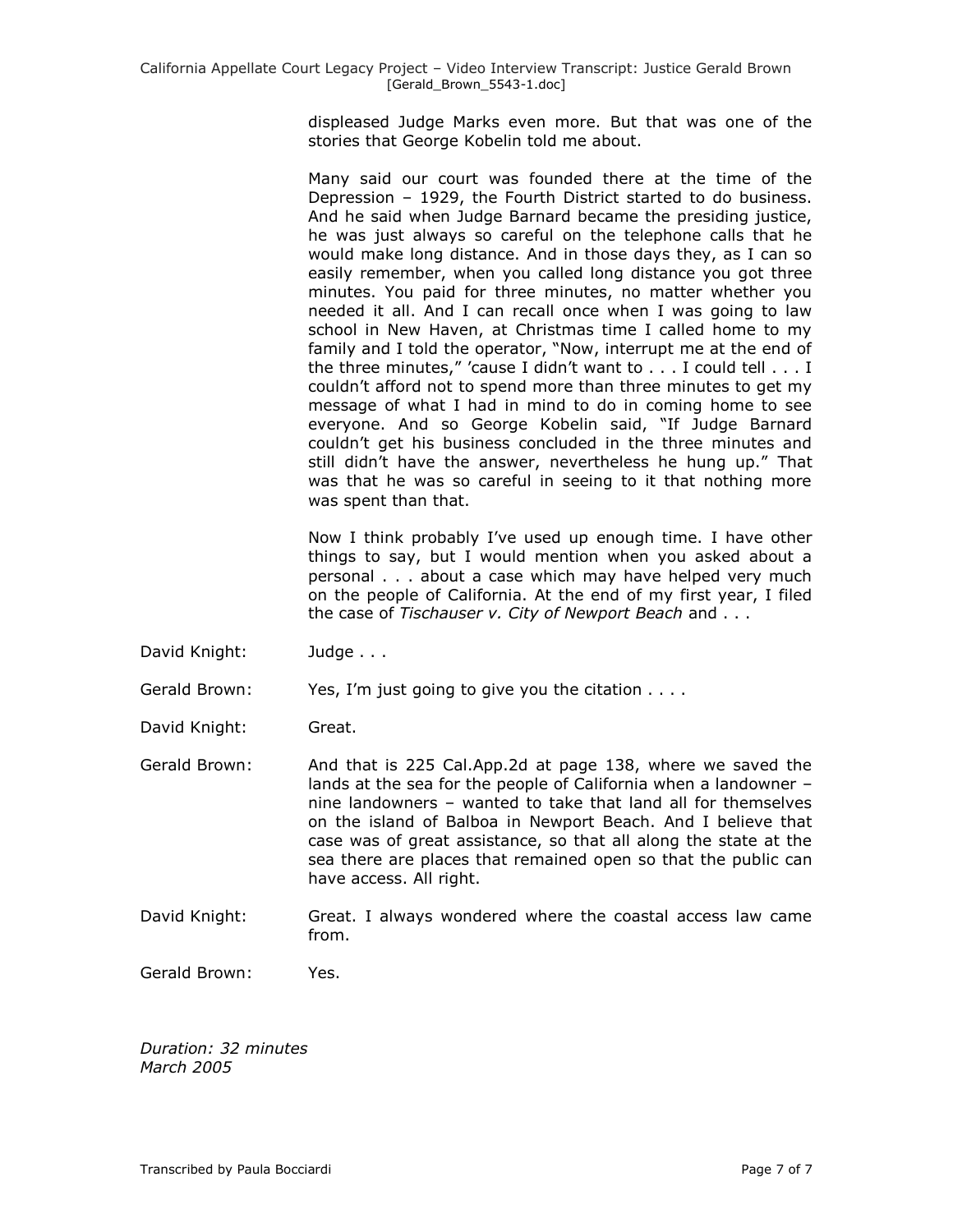displeased Judge Marks even more. But that was one of the stories that George Kobelin told me about.

Many said our court was founded there at the time of the Depression – 1929, the Fourth District started to do business. And he said when Judge Barnard became the presiding justice, he was just always so careful on the telephone calls that he would make long distance. And in those days they, as I can so easily remember, when you called long distance you got three minutes. You paid for three minutes, no matter whether you needed it all. And I can recall once when I was going to law school in New Haven, at Christmas time I called home to my family and I told the operator, "Now, interrupt me at the end of the three minutes," 'cause I didn't want to . . . I could tell . . . I couldn't afford not to spend more than three minutes to get my message of what I had in mind to do in coming home to see everyone. And so George Kobelin said, "If Judge Barnard couldn't get his business concluded in the three minutes and still didn't have the answer, nevertheless he hung up." That was that he was so careful in seeing to it that nothing more was spent than that.

Now I think probably I've used up enough time. I have other things to say, but I would mention when you asked about a personal . . . about a case which may have helped very much on the people of California. At the end of my first year, I filed the case of *Tischauser v. City of Newport Beach* and . . .

David Knight: Judge . . .

Gerald Brown: Yes, I'm just going to give you the citation . . . .

David Knight: Great.

Gerald Brown: And that is 225 Cal.App.2d at page 138, where we saved the lands at the sea for the people of California when a landowner – nine landowners – wanted to take that land all for themselves on the island of Balboa in Newport Beach. And I believe that case was of great assistance, so that all along the state at the sea there are places that remained open so that the public can have access. All right.

David Knight: Great. I always wondered where the coastal access law came from.

Gerald Brown: Yes.

*Duration: 32 minutes*
*March 2005*